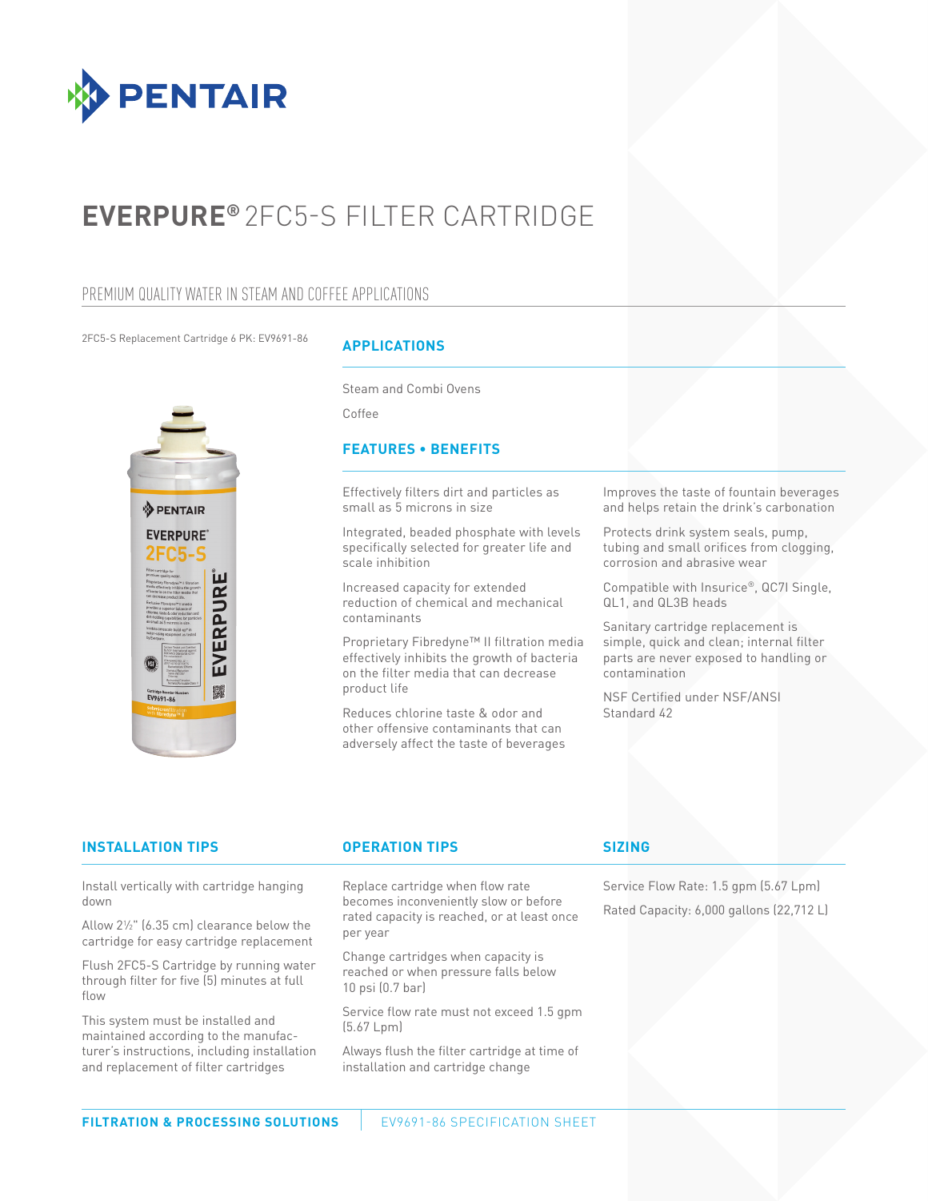PENTAIR

# EVERPURE® 2FC5-S FILTER CARTRIDGE

## PREMIUM QUALITY WATER IN STEAM AND COFFEE APPLICATIONS

2FC5-S Replacement Cartridge 6 PK: EV9691-86

### APPLICATIONS

Steam and Combi Ovens

Coffee

### FEATURES • BENEFITS

Effectively filters dirt and particles as small as 5 microns in size

Integrated, beaded phosphate with levels specifically selected for greater life and scale inhibition

Increased capacity for extended reduction of chemical and mechanical contaminants

Proprietary Fibredyne™ II filtration media effectively inhibits the growth of bacteria on the filter media that can decrease product life

Reduces chlorine taste & odor and other offensive contaminants that can adversely affect the taste of beverages

Improves the taste of fountain beverages and helps retain the drink's carbonation

Protects drink system seals, pump, tubing and small orifices from clogging, corrosion and abrasive wear

Compatible with Insurice®, QC7I Single, QL1, and QL3B heads

Sanitary cartridge replacement is simple, quick and clean; internal filter parts are never exposed to handling or contamination

NSF Certified under NSF/ANSI Standard 42

### INSTALLATION TIPS

Install vertically with cartridge hanging down

Allow 2½" (6.35 cm) clearance below the cartridge for easy cartridge replacement

Flush 2FC5-S Cartridge by running water through filter for five (5) minutes at full flow

This system must be installed and maintained according to the manufacturer's instructions, including installation and replacement of filter cartridges

### OPERATION TIPS

Replace cartridge when flow rate becomes inconveniently slow or before rated capacity is reached, or at least once per year

Change cartridges when capacity is reached or when pressure falls below 10 psi (0.7 bar)

Service flow rate must not exceed 1.5 gpm (5.67 Lpm)

Always flush the filter cartridge at time of installation and cartridge change

### SIZING

Service Flow Rate: 1.5 gpm (5.67 Lpm)

Rated Capacity: 6,000 gallons (22,712 L)

FILTRATION & PROCESSING SOLUTIONS | EV9691-86 SPECIFICATION SHEET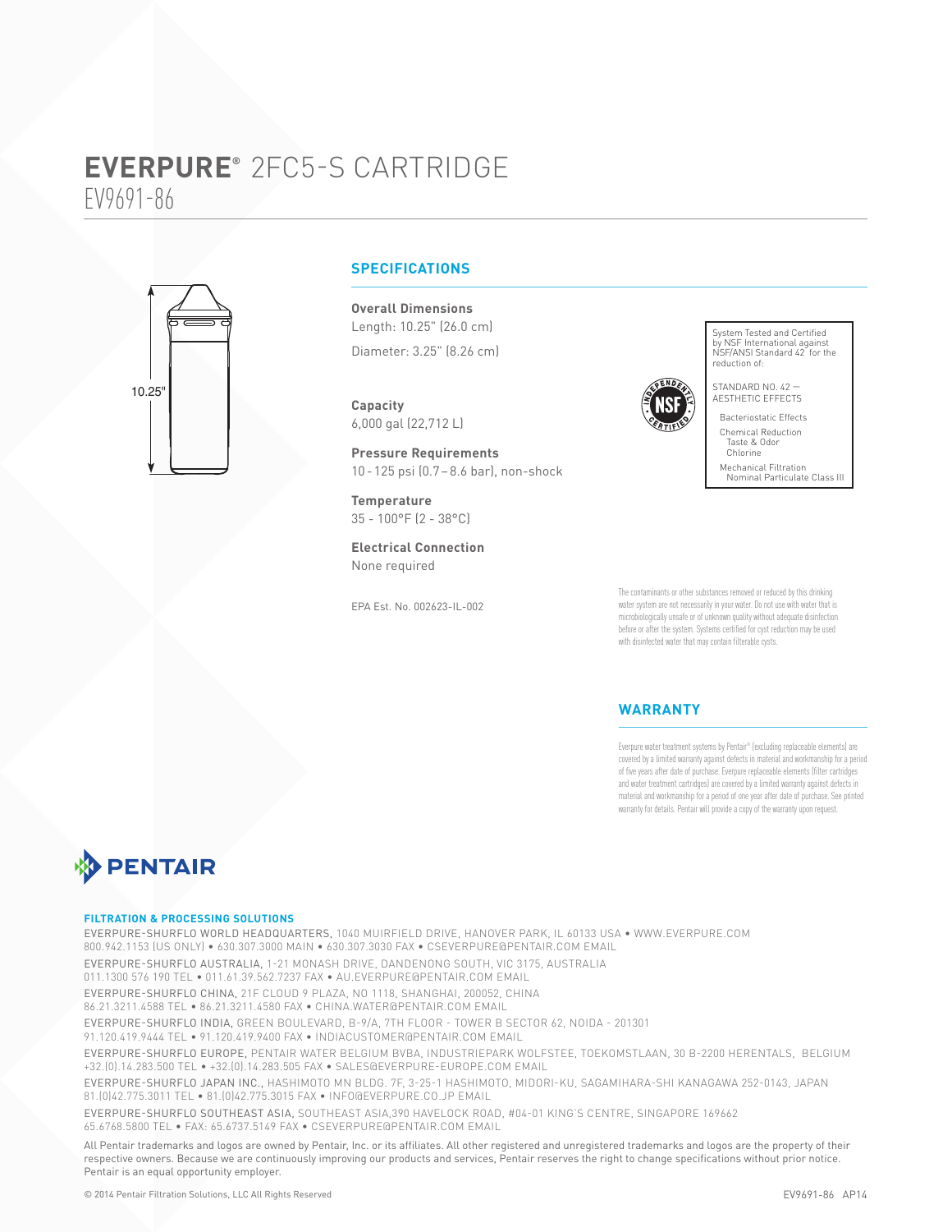# EVERPURE® 2FC5-S CARTRIDGE

EV9691-86

10.25"

## SPECIFICATIONS

**Overall Dimensions**

Length: 10.25" (26.0 cm)

Diameter: 3.25" (8.26 cm)

**Capacity**

6,000 gal (22,712 L)

**Pressure Requirements**

10 - 125 psi (0.7 – 8.6 bar), non-shock

**Temperature**

35 - 100°F (2 - 38°C)

**Electrical Connection**

None required

EPA Est. No. 002623-IL-002

INDEPENDENTLY CERTIFIED NSF

System Tested and Certified by NSF International against NSF/ANSI Standard 42 for the reduction of:

STANDARD NO. 42 — AESTHETIC EFFECTS

- Bacteriostatic Effects
- Chemical Reduction
  - Taste & Odor
  - Chlorine
- Mechanical Filtration
  - Nominal Particulate Class III

The contaminants or other substances removed or reduced by this drinking water system are not necessarily in your water. Do not use with water that is microbiologically unsafe or of unknown quality without adequate disinfection before or after the system. Systems certified for cyst reduction may be used with disinfected water that may contain filterable cysts.

## WARRANTY

Everpure water treatment systems by Pentair® (excluding replaceable elements) are covered by a limited warranty against defects in material and workmanship for a period of five years after date of purchase. Everpure replaceable elements (filter cartridges and water treatment cartridges) are covered by a limited warranty against defects in material and workmanship for a period of one year after date of purchase. See printed warranty for details. Pentair will provide a copy of the warranty upon request.

PENTAIR

**FILTRATION & PROCESSING SOLUTIONS**

EVERPURE-SHURFLO WORLD HEADQUARTERS, 1040 MUIRFIELD DRIVE, HANOVER PARK, IL 60133 USA • WWW.EVERPURE.COM
800.942.1153 (US ONLY) • 630.307.3000 MAIN • 630.307.3030 FAX • CSEVERPURE@PENTAIR.COM EMAIL

EVERPURE-SHURFLO AUSTRALIA, 1-21 MONASH DRIVE, DANDENONG SOUTH, VIC 3175, AUSTRALIA
011.1300 576 190 TEL • 011.61.39.562.7237 FAX • AU.EVERPURE@PENTAIR.COM EMAIL

EVERPURE-SHURFLO CHINA, 21F CLOUD 9 PLAZA, NO 1118, SHANGHAI, 200052, CHINA
86.21.3211.4588 TEL • 86.21.3211.4580 FAX • CHINA.WATER@PENTAIR.COM EMAIL

EVERPURE-SHURFLO INDIA, GREEN BOULEVARD, B-9/A, 7TH FLOOR - TOWER B SECTOR 62, NOIDA - 201301
91.120.419.9444 TEL • 91.120.419.9400 FAX • INDIACUSTOMER@PENTAIR.COM EMAIL

EVERPURE-SHURFLO EUROPE, PENTAIR WATER BELGIUM BVBA, INDUSTRIEPARK WOLFSTEE, TOEKOMSTLAAN, 30 B-2200 HERENTALS, BELGIUM
+32.(0).14.283.500 TEL • +32.(0).14.283.505 FAX • SALES@EVERPURE-EUROPE.COM EMAIL

EVERPURE-SHURFLO JAPAN INC., HASHIMOTO MN BLDG. 7F, 3-25-1 HASHIMOTO, MIDORI-KU, SAGAMIHARA-SHI KANAGAWA 252-0143, JAPAN
81.(0)42.775.3011 TEL • 81.(0)42.775.3015 FAX • INFO@EVERPURE.CO.JP EMAIL

EVERPURE-SHURFLO SOUTHEAST ASIA, SOUTHEAST ASIA,390 HAVELOCK ROAD, #04-01 KING'S CENTRE, SINGAPORE 169662
65.6768.5800 TEL • FAX: 65.6737.5149 FAX • CSEVERPURE@PENTAIR.COM EMAIL

All Pentair trademarks and logos are owned by Pentair, Inc. or its affiliates. All other registered and unregistered trademarks and logos are the property of their respective owners. Because we are continuously improving our products and services, Pentair reserves the right to change specifications without prior notice. Pentair is an equal opportunity employer.

© 2014 Pentair Filtration Solutions, LLC All Rights Reserved

EV9691-86 AP14